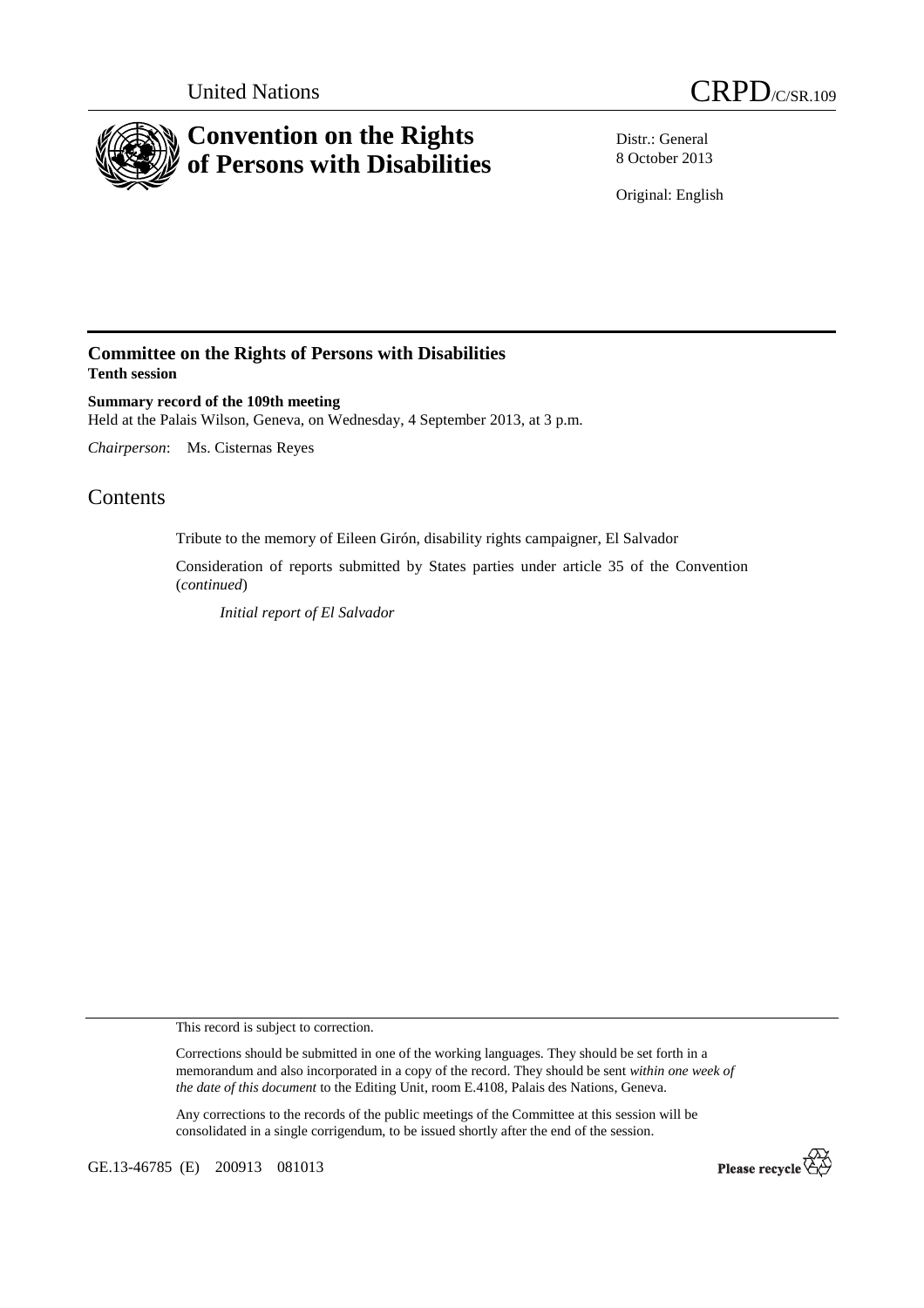United Nations

# CRPD/C/SR.109

# Convention on the Rights of Persons with Disabilities

Distr.: General
8 October 2013

Original: English

## Committee on the Rights of Persons with Disabilities
**Tenth session**

**Summary record of the 109th meeting**
Held at the Palais Wilson, Geneva, on Wednesday, 4 September 2013, at 3 p.m.

*Chairperson*: Ms. Cisternas Reyes

## Contents

Tribute to the memory of Eileen Girón, disability rights campaigner, El Salvador

Consideration of reports submitted by States parties under article 35 of the Convention (*continued*)

*Initial report of El Salvador*

This record is subject to correction.

Corrections should be submitted in one of the working languages. They should be set forth in a memorandum and also incorporated in a copy of the record. They should be sent *within one week of the date of this document* to the Editing Unit, room E.4108, Palais des Nations, Geneva.

Any corrections to the records of the public meetings of the Committee at this session will be consolidated in a single corrigendum, to be issued shortly after the end of the session.

GE.13-46785 (E) 200913 081013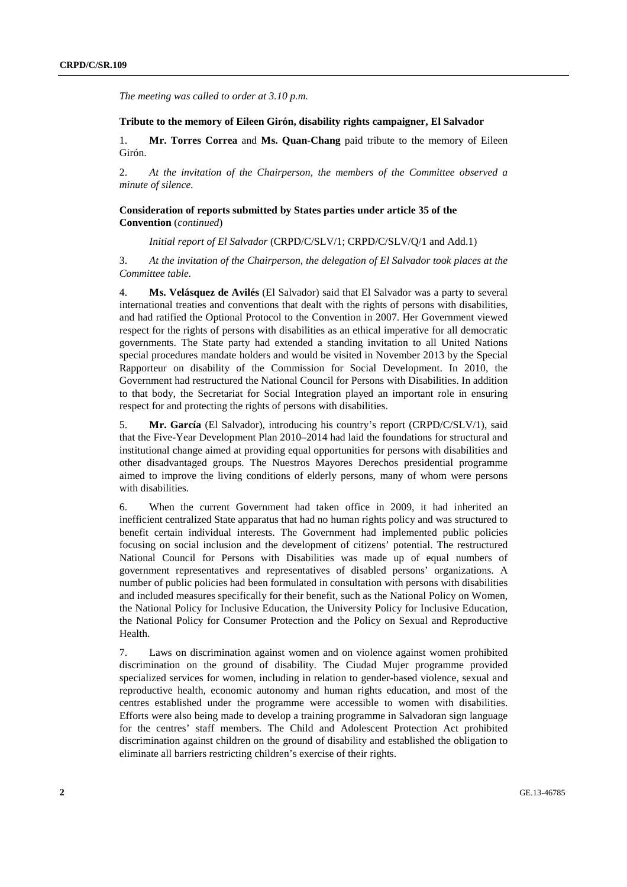*The meeting was called to order at 3.10 p.m.*

**Tribute to the memory of Eileen Girón, disability rights campaigner, El Salvador**

1. **Mr. Torres Correa** and **Ms. Quan-Chang** paid tribute to the memory of Eileen Girón.

2. *At the invitation of the Chairperson, the members of the Committee observed a minute of silence.*

**Consideration of reports submitted by States parties under article 35 of the Convention** (*continued*)

*Initial report of El Salvador* (CRPD/C/SLV/1; CRPD/C/SLV/Q/1 and Add.1)

3. *At the invitation of the Chairperson, the delegation of El Salvador took places at the Committee table.*

4. **Ms. Velásquez de Avilés** (El Salvador) said that El Salvador was a party to several international treaties and conventions that dealt with the rights of persons with disabilities, and had ratified the Optional Protocol to the Convention in 2007. Her Government viewed respect for the rights of persons with disabilities as an ethical imperative for all democratic governments. The State party had extended a standing invitation to all United Nations special procedures mandate holders and would be visited in November 2013 by the Special Rapporteur on disability of the Commission for Social Development. In 2010, the Government had restructured the National Council for Persons with Disabilities. In addition to that body, the Secretariat for Social Integration played an important role in ensuring respect for and protecting the rights of persons with disabilities.

5. **Mr. García** (El Salvador), introducing his country's report (CRPD/C/SLV/1), said that the Five-Year Development Plan 2010–2014 had laid the foundations for structural and institutional change aimed at providing equal opportunities for persons with disabilities and other disadvantaged groups. The Nuestros Mayores Derechos presidential programme aimed to improve the living conditions of elderly persons, many of whom were persons with disabilities.

6. When the current Government had taken office in 2009, it had inherited an inefficient centralized State apparatus that had no human rights policy and was structured to benefit certain individual interests. The Government had implemented public policies focusing on social inclusion and the development of citizens' potential. The restructured National Council for Persons with Disabilities was made up of equal numbers of government representatives and representatives of disabled persons' organizations. A number of public policies had been formulated in consultation with persons with disabilities and included measures specifically for their benefit, such as the National Policy on Women, the National Policy for Inclusive Education, the University Policy for Inclusive Education, the National Policy for Consumer Protection and the Policy on Sexual and Reproductive Health.

7. Laws on discrimination against women and on violence against women prohibited discrimination on the ground of disability. The Ciudad Mujer programme provided specialized services for women, including in relation to gender-based violence, sexual and reproductive health, economic autonomy and human rights education, and most of the centres established under the programme were accessible to women with disabilities. Efforts were also being made to develop a training programme in Salvadoran sign language for the centres' staff members. The Child and Adolescent Protection Act prohibited discrimination against children on the ground of disability and established the obligation to eliminate all barriers restricting children's exercise of their rights.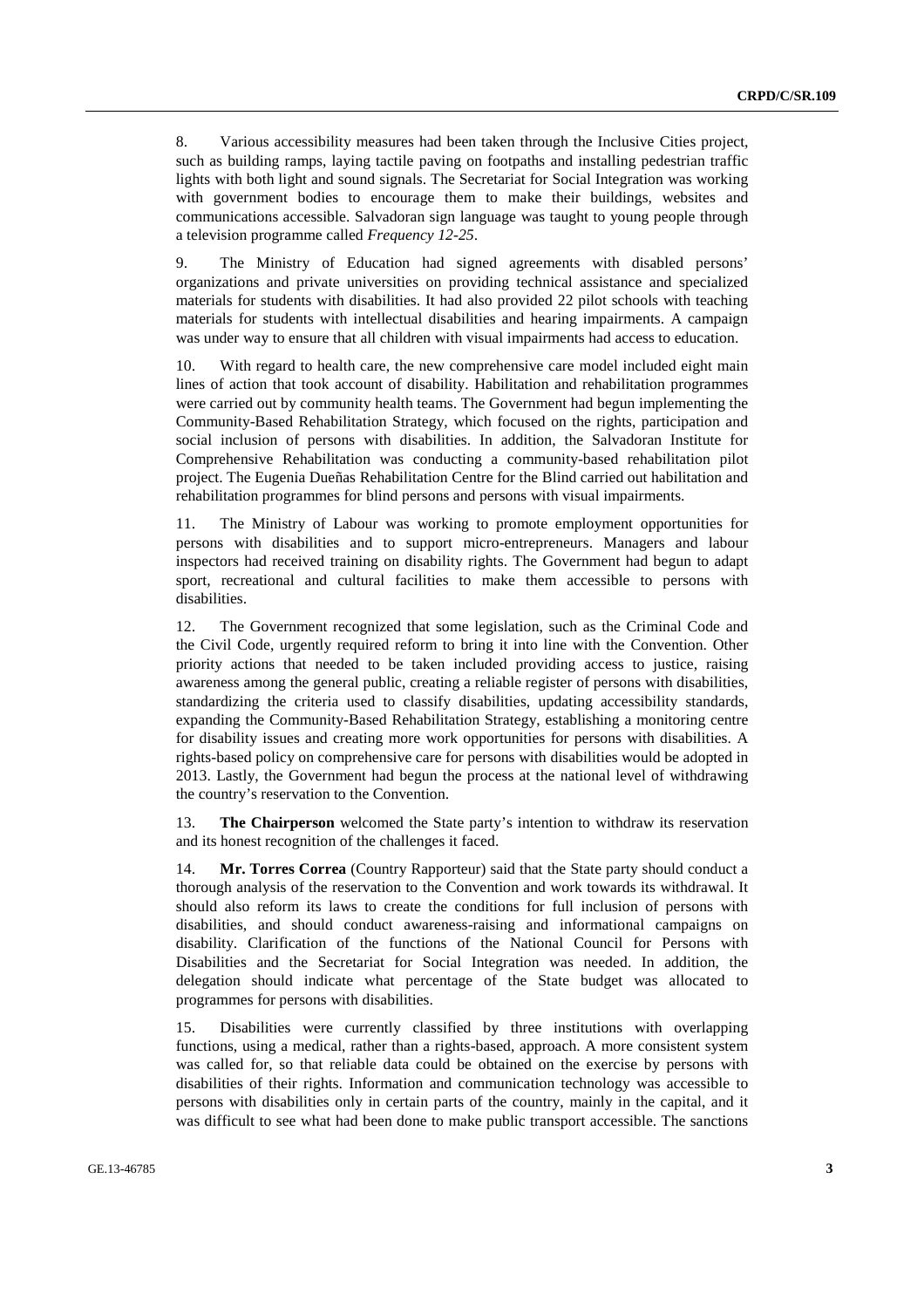8. Various accessibility measures had been taken through the Inclusive Cities project, such as building ramps, laying tactile paving on footpaths and installing pedestrian traffic lights with both light and sound signals. The Secretariat for Social Integration was working with government bodies to encourage them to make their buildings, websites and communications accessible. Salvadoran sign language was taught to young people through a television programme called *Frequency 12-25*.

9. The Ministry of Education had signed agreements with disabled persons' organizations and private universities on providing technical assistance and specialized materials for students with disabilities. It had also provided 22 pilot schools with teaching materials for students with intellectual disabilities and hearing impairments. A campaign was under way to ensure that all children with visual impairments had access to education.

10. With regard to health care, the new comprehensive care model included eight main lines of action that took account of disability. Habilitation and rehabilitation programmes were carried out by community health teams. The Government had begun implementing the Community-Based Rehabilitation Strategy, which focused on the rights, participation and social inclusion of persons with disabilities. In addition, the Salvadoran Institute for Comprehensive Rehabilitation was conducting a community-based rehabilitation pilot project. The Eugenia Dueñas Rehabilitation Centre for the Blind carried out habilitation and rehabilitation programmes for blind persons and persons with visual impairments.

11. The Ministry of Labour was working to promote employment opportunities for persons with disabilities and to support micro-entrepreneurs. Managers and labour inspectors had received training on disability rights. The Government had begun to adapt sport, recreational and cultural facilities to make them accessible to persons with disabilities.

12. The Government recognized that some legislation, such as the Criminal Code and the Civil Code, urgently required reform to bring it into line with the Convention. Other priority actions that needed to be taken included providing access to justice, raising awareness among the general public, creating a reliable register of persons with disabilities, standardizing the criteria used to classify disabilities, updating accessibility standards, expanding the Community-Based Rehabilitation Strategy, establishing a monitoring centre for disability issues and creating more work opportunities for persons with disabilities. A rights-based policy on comprehensive care for persons with disabilities would be adopted in 2013. Lastly, the Government had begun the process at the national level of withdrawing the country's reservation to the Convention.

13. **The Chairperson** welcomed the State party's intention to withdraw its reservation and its honest recognition of the challenges it faced.

14. **Mr. Torres Correa** (Country Rapporteur) said that the State party should conduct a thorough analysis of the reservation to the Convention and work towards its withdrawal. It should also reform its laws to create the conditions for full inclusion of persons with disabilities, and should conduct awareness-raising and informational campaigns on disability. Clarification of the functions of the National Council for Persons with Disabilities and the Secretariat for Social Integration was needed. In addition, the delegation should indicate what percentage of the State budget was allocated to programmes for persons with disabilities.

15. Disabilities were currently classified by three institutions with overlapping functions, using a medical, rather than a rights-based, approach. A more consistent system was called for, so that reliable data could be obtained on the exercise by persons with disabilities of their rights. Information and communication technology was accessible to persons with disabilities only in certain parts of the country, mainly in the capital, and it was difficult to see what had been done to make public transport accessible. The sanctions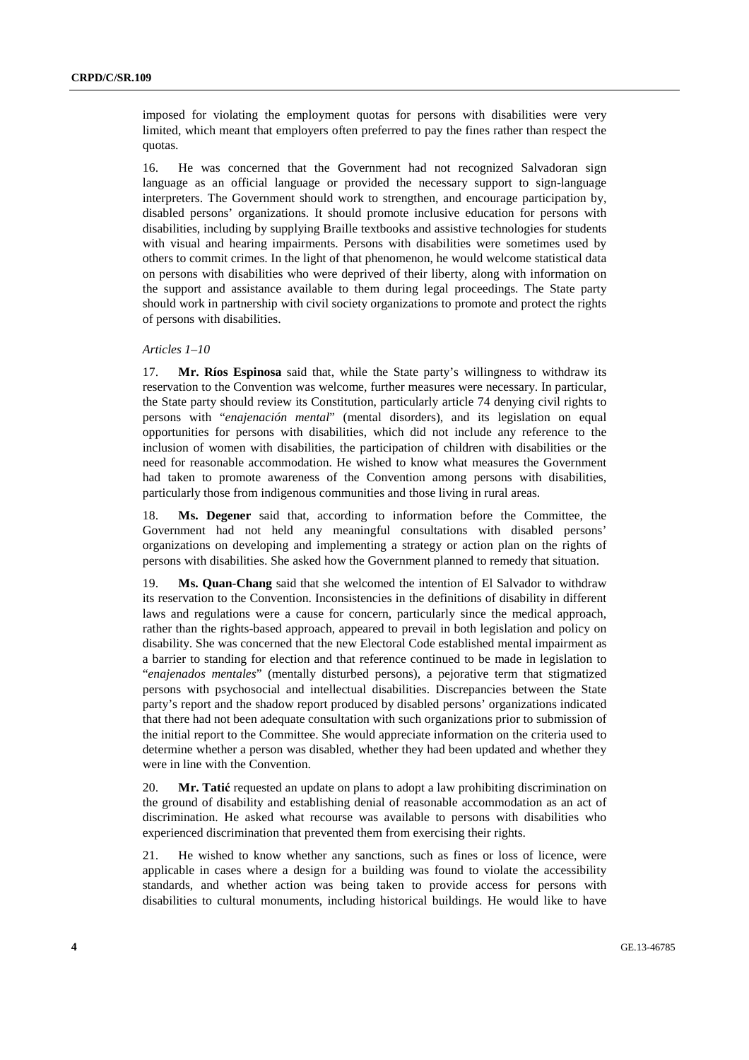imposed for violating the employment quotas for persons with disabilities were very limited, which meant that employers often preferred to pay the fines rather than respect the quotas.

16. He was concerned that the Government had not recognized Salvadoran sign language as an official language or provided the necessary support to sign-language interpreters. The Government should work to strengthen, and encourage participation by, disabled persons' organizations. It should promote inclusive education for persons with disabilities, including by supplying Braille textbooks and assistive technologies for students with visual and hearing impairments. Persons with disabilities were sometimes used by others to commit crimes. In the light of that phenomenon, he would welcome statistical data on persons with disabilities who were deprived of their liberty, along with information on the support and assistance available to them during legal proceedings. The State party should work in partnership with civil society organizations to promote and protect the rights of persons with disabilities.

*Articles 1–10*

17. **Mr. Ríos Espinosa** said that, while the State party's willingness to withdraw its reservation to the Convention was welcome, further measures were necessary. In particular, the State party should review its Constitution, particularly article 74 denying civil rights to persons with "*enajenación mental*" (mental disorders), and its legislation on equal opportunities for persons with disabilities, which did not include any reference to the inclusion of women with disabilities, the participation of children with disabilities or the need for reasonable accommodation. He wished to know what measures the Government had taken to promote awareness of the Convention among persons with disabilities, particularly those from indigenous communities and those living in rural areas.

18. **Ms. Degener** said that, according to information before the Committee, the Government had not held any meaningful consultations with disabled persons' organizations on developing and implementing a strategy or action plan on the rights of persons with disabilities. She asked how the Government planned to remedy that situation.

19. **Ms. Quan-Chang** said that she welcomed the intention of El Salvador to withdraw its reservation to the Convention. Inconsistencies in the definitions of disability in different laws and regulations were a cause for concern, particularly since the medical approach, rather than the rights-based approach, appeared to prevail in both legislation and policy on disability. She was concerned that the new Electoral Code established mental impairment as a barrier to standing for election and that reference continued to be made in legislation to "*enajenados mentales*" (mentally disturbed persons), a pejorative term that stigmatized persons with psychosocial and intellectual disabilities. Discrepancies between the State party's report and the shadow report produced by disabled persons' organizations indicated that there had not been adequate consultation with such organizations prior to submission of the initial report to the Committee. She would appreciate information on the criteria used to determine whether a person was disabled, whether they had been updated and whether they were in line with the Convention.

20. **Mr. Tatić** requested an update on plans to adopt a law prohibiting discrimination on the ground of disability and establishing denial of reasonable accommodation as an act of discrimination. He asked what recourse was available to persons with disabilities who experienced discrimination that prevented them from exercising their rights.

21. He wished to know whether any sanctions, such as fines or loss of licence, were applicable in cases where a design for a building was found to violate the accessibility standards, and whether action was being taken to provide access for persons with disabilities to cultural monuments, including historical buildings. He would like to have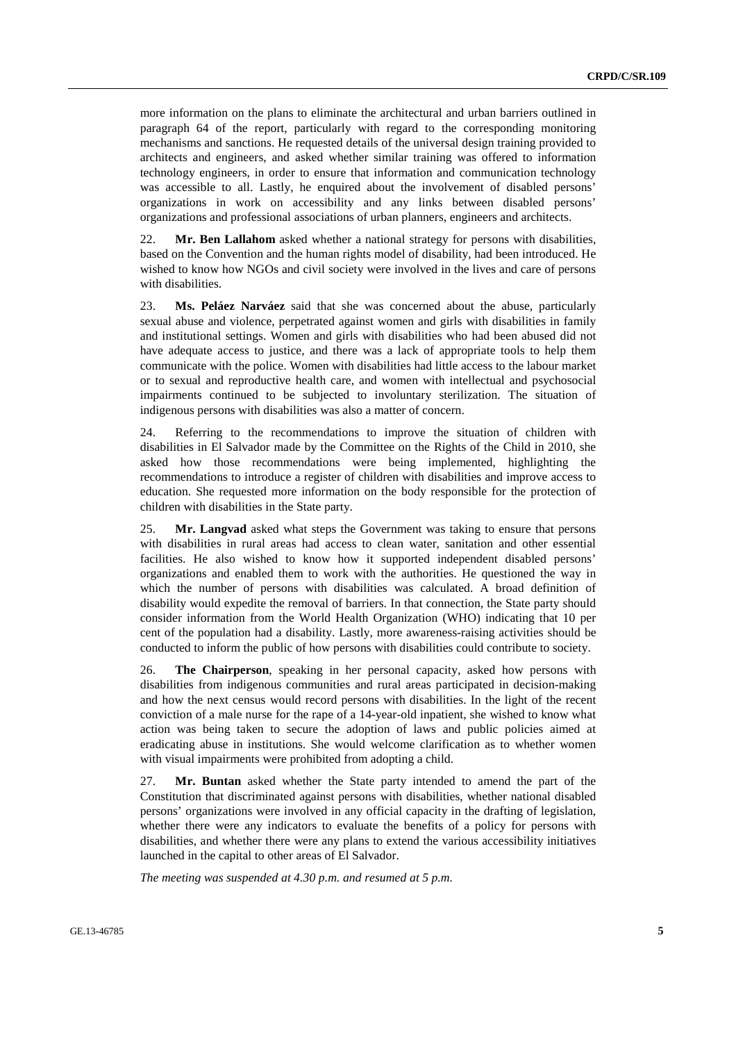more information on the plans to eliminate the architectural and urban barriers outlined in paragraph 64 of the report, particularly with regard to the corresponding monitoring mechanisms and sanctions. He requested details of the universal design training provided to architects and engineers, and asked whether similar training was offered to information technology engineers, in order to ensure that information and communication technology was accessible to all. Lastly, he enquired about the involvement of disabled persons' organizations in work on accessibility and any links between disabled persons' organizations and professional associations of urban planners, engineers and architects.

22. **Mr. Ben Lallahom** asked whether a national strategy for persons with disabilities, based on the Convention and the human rights model of disability, had been introduced. He wished to know how NGOs and civil society were involved in the lives and care of persons with disabilities.

23. **Ms. Peláez Narváez** said that she was concerned about the abuse, particularly sexual abuse and violence, perpetrated against women and girls with disabilities in family and institutional settings. Women and girls with disabilities who had been abused did not have adequate access to justice, and there was a lack of appropriate tools to help them communicate with the police. Women with disabilities had little access to the labour market or to sexual and reproductive health care, and women with intellectual and psychosocial impairments continued to be subjected to involuntary sterilization. The situation of indigenous persons with disabilities was also a matter of concern.

24. Referring to the recommendations to improve the situation of children with disabilities in El Salvador made by the Committee on the Rights of the Child in 2010, she asked how those recommendations were being implemented, highlighting the recommendations to introduce a register of children with disabilities and improve access to education. She requested more information on the body responsible for the protection of children with disabilities in the State party.

25. **Mr. Langvad** asked what steps the Government was taking to ensure that persons with disabilities in rural areas had access to clean water, sanitation and other essential facilities. He also wished to know how it supported independent disabled persons' organizations and enabled them to work with the authorities. He questioned the way in which the number of persons with disabilities was calculated. A broad definition of disability would expedite the removal of barriers. In that connection, the State party should consider information from the World Health Organization (WHO) indicating that 10 per cent of the population had a disability. Lastly, more awareness-raising activities should be conducted to inform the public of how persons with disabilities could contribute to society.

26. **The Chairperson**, speaking in her personal capacity, asked how persons with disabilities from indigenous communities and rural areas participated in decision-making and how the next census would record persons with disabilities. In the light of the recent conviction of a male nurse for the rape of a 14-year-old inpatient, she wished to know what action was being taken to secure the adoption of laws and public policies aimed at eradicating abuse in institutions. She would welcome clarification as to whether women with visual impairments were prohibited from adopting a child.

27. **Mr. Buntan** asked whether the State party intended to amend the part of the Constitution that discriminated against persons with disabilities, whether national disabled persons' organizations were involved in any official capacity in the drafting of legislation, whether there were any indicators to evaluate the benefits of a policy for persons with disabilities, and whether there were any plans to extend the various accessibility initiatives launched in the capital to other areas of El Salvador.

*The meeting was suspended at 4.30 p.m. and resumed at 5 p.m.*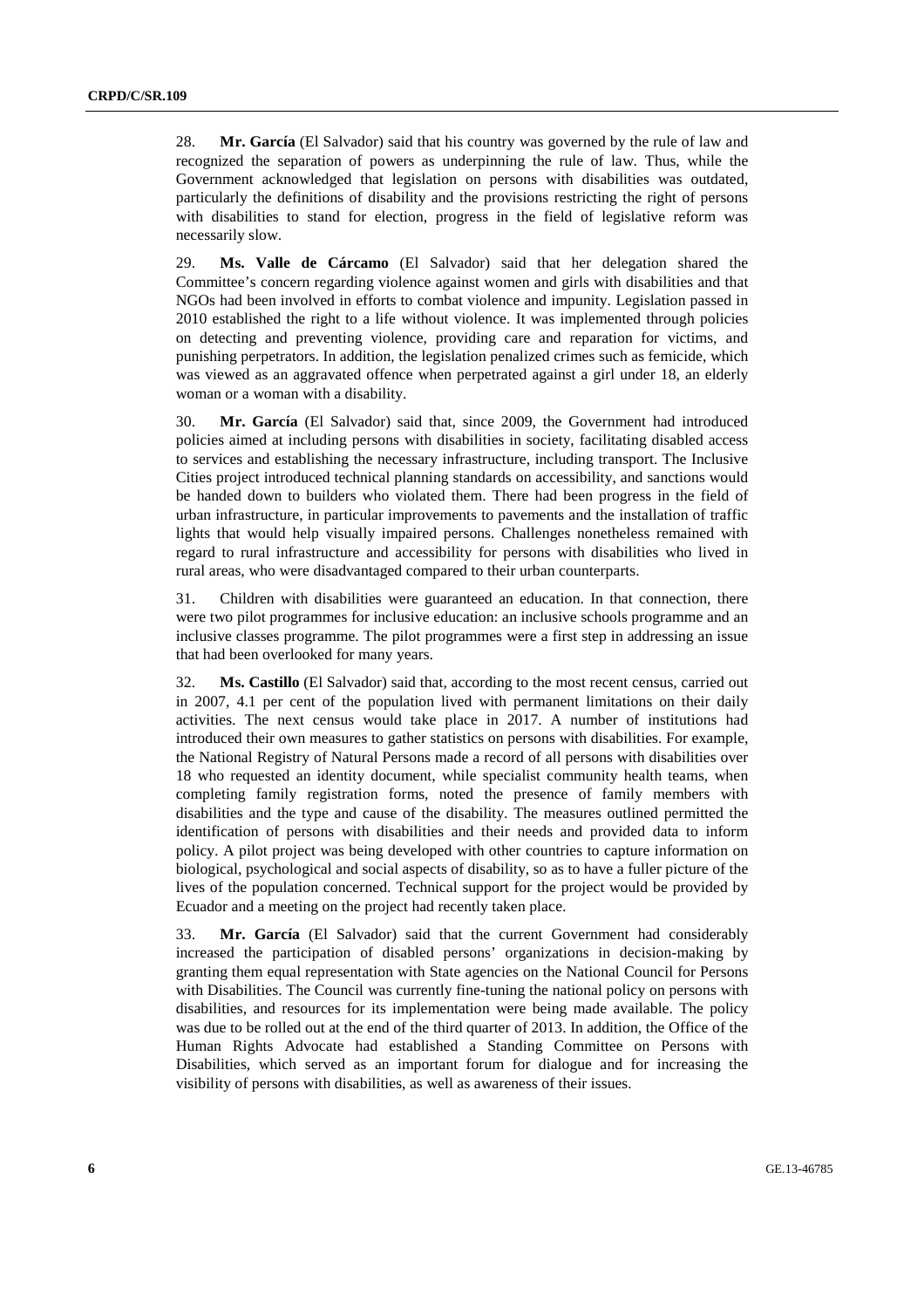28. **Mr. García** (El Salvador) said that his country was governed by the rule of law and recognized the separation of powers as underpinning the rule of law. Thus, while the Government acknowledged that legislation on persons with disabilities was outdated, particularly the definitions of disability and the provisions restricting the right of persons with disabilities to stand for election, progress in the field of legislative reform was necessarily slow.

29. **Ms. Valle de Cárcamo** (El Salvador) said that her delegation shared the Committee's concern regarding violence against women and girls with disabilities and that NGOs had been involved in efforts to combat violence and impunity. Legislation passed in 2010 established the right to a life without violence. It was implemented through policies on detecting and preventing violence, providing care and reparation for victims, and punishing perpetrators. In addition, the legislation penalized crimes such as femicide, which was viewed as an aggravated offence when perpetrated against a girl under 18, an elderly woman or a woman with a disability.

30. **Mr. García** (El Salvador) said that, since 2009, the Government had introduced policies aimed at including persons with disabilities in society, facilitating disabled access to services and establishing the necessary infrastructure, including transport. The Inclusive Cities project introduced technical planning standards on accessibility, and sanctions would be handed down to builders who violated them. There had been progress in the field of urban infrastructure, in particular improvements to pavements and the installation of traffic lights that would help visually impaired persons. Challenges nonetheless remained with regard to rural infrastructure and accessibility for persons with disabilities who lived in rural areas, who were disadvantaged compared to their urban counterparts.

31. Children with disabilities were guaranteed an education. In that connection, there were two pilot programmes for inclusive education: an inclusive schools programme and an inclusive classes programme. The pilot programmes were a first step in addressing an issue that had been overlooked for many years.

32. **Ms. Castillo** (El Salvador) said that, according to the most recent census, carried out in 2007, 4.1 per cent of the population lived with permanent limitations on their daily activities. The next census would take place in 2017. A number of institutions had introduced their own measures to gather statistics on persons with disabilities. For example, the National Registry of Natural Persons made a record of all persons with disabilities over 18 who requested an identity document, while specialist community health teams, when completing family registration forms, noted the presence of family members with disabilities and the type and cause of the disability. The measures outlined permitted the identification of persons with disabilities and their needs and provided data to inform policy. A pilot project was being developed with other countries to capture information on biological, psychological and social aspects of disability, so as to have a fuller picture of the lives of the population concerned. Technical support for the project would be provided by Ecuador and a meeting on the project had recently taken place.

33. **Mr. García** (El Salvador) said that the current Government had considerably increased the participation of disabled persons' organizations in decision-making by granting them equal representation with State agencies on the National Council for Persons with Disabilities. The Council was currently fine-tuning the national policy on persons with disabilities, and resources for its implementation were being made available. The policy was due to be rolled out at the end of the third quarter of 2013. In addition, the Office of the Human Rights Advocate had established a Standing Committee on Persons with Disabilities, which served as an important forum for dialogue and for increasing the visibility of persons with disabilities, as well as awareness of their issues.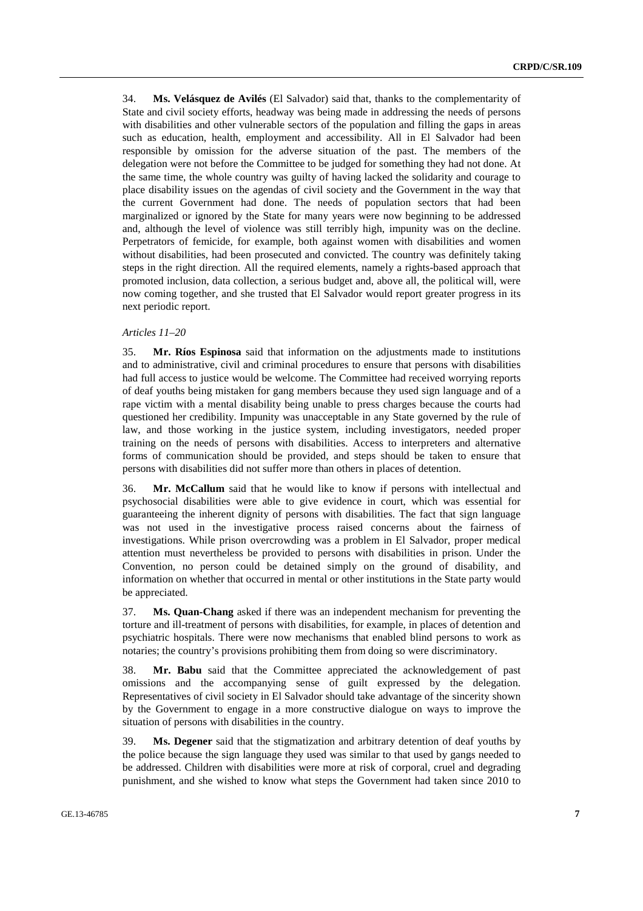34. **Ms. Velásquez de Avilés** (El Salvador) said that, thanks to the complementarity of State and civil society efforts, headway was being made in addressing the needs of persons with disabilities and other vulnerable sectors of the population and filling the gaps in areas such as education, health, employment and accessibility. All in El Salvador had been responsible by omission for the adverse situation of the past. The members of the delegation were not before the Committee to be judged for something they had not done. At the same time, the whole country was guilty of having lacked the solidarity and courage to place disability issues on the agendas of civil society and the Government in the way that the current Government had done. The needs of population sectors that had been marginalized or ignored by the State for many years were now beginning to be addressed and, although the level of violence was still terribly high, impunity was on the decline. Perpetrators of femicide, for example, both against women with disabilities and women without disabilities, had been prosecuted and convicted. The country was definitely taking steps in the right direction. All the required elements, namely a rights-based approach that promoted inclusion, data collection, a serious budget and, above all, the political will, were now coming together, and she trusted that El Salvador would report greater progress in its next periodic report.

*Articles 11–20*

35. **Mr. Ríos Espinosa** said that information on the adjustments made to institutions and to administrative, civil and criminal procedures to ensure that persons with disabilities had full access to justice would be welcome. The Committee had received worrying reports of deaf youths being mistaken for gang members because they used sign language and of a rape victim with a mental disability being unable to press charges because the courts had questioned her credibility. Impunity was unacceptable in any State governed by the rule of law, and those working in the justice system, including investigators, needed proper training on the needs of persons with disabilities. Access to interpreters and alternative forms of communication should be provided, and steps should be taken to ensure that persons with disabilities did not suffer more than others in places of detention.

36. **Mr. McCallum** said that he would like to know if persons with intellectual and psychosocial disabilities were able to give evidence in court, which was essential for guaranteeing the inherent dignity of persons with disabilities. The fact that sign language was not used in the investigative process raised concerns about the fairness of investigations. While prison overcrowding was a problem in El Salvador, proper medical attention must nevertheless be provided to persons with disabilities in prison. Under the Convention, no person could be detained simply on the ground of disability, and information on whether that occurred in mental or other institutions in the State party would be appreciated.

37. **Ms. Quan-Chang** asked if there was an independent mechanism for preventing the torture and ill-treatment of persons with disabilities, for example, in places of detention and psychiatric hospitals. There were now mechanisms that enabled blind persons to work as notaries; the country's provisions prohibiting them from doing so were discriminatory.

38. **Mr. Babu** said that the Committee appreciated the acknowledgement of past omissions and the accompanying sense of guilt expressed by the delegation. Representatives of civil society in El Salvador should take advantage of the sincerity shown by the Government to engage in a more constructive dialogue on ways to improve the situation of persons with disabilities in the country.

39. **Ms. Degener** said that the stigmatization and arbitrary detention of deaf youths by the police because the sign language they used was similar to that used by gangs needed to be addressed. Children with disabilities were more at risk of corporal, cruel and degrading punishment, and she wished to know what steps the Government had taken since 2010 to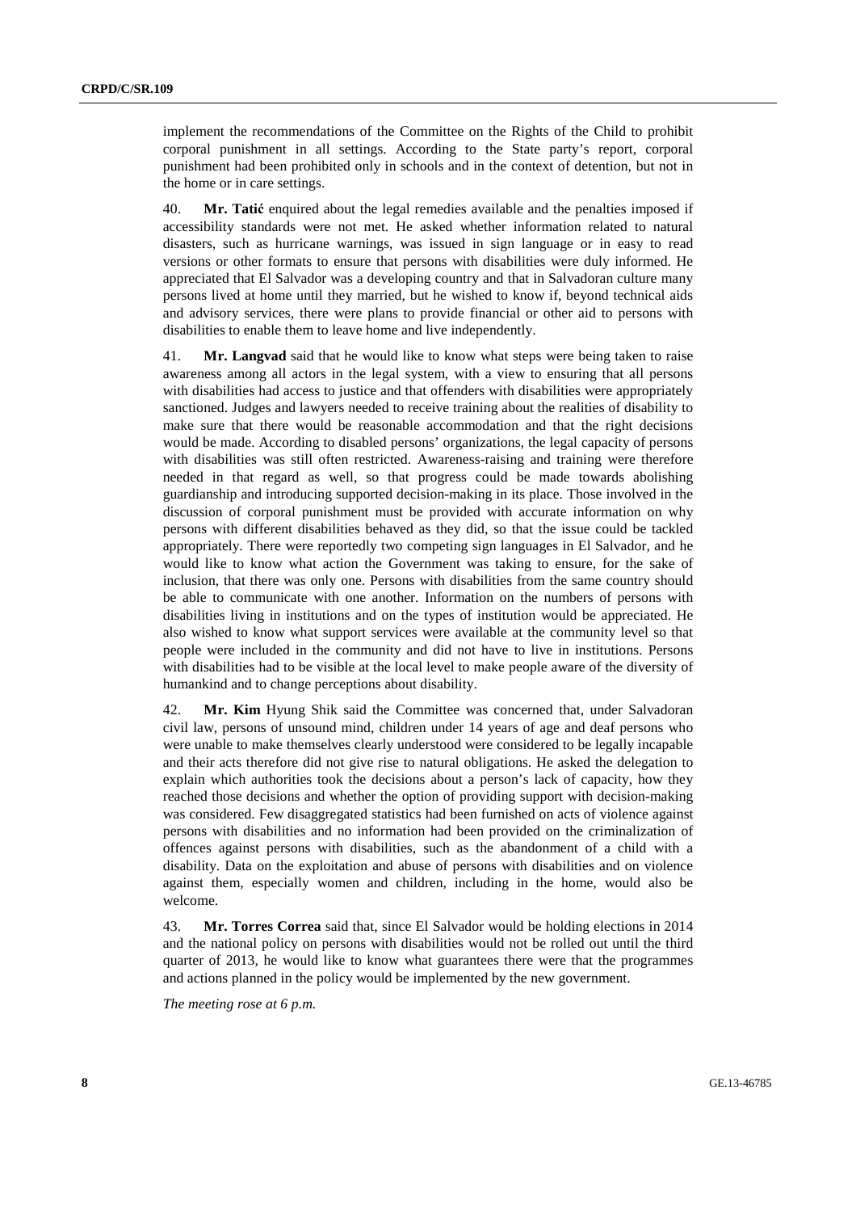implement the recommendations of the Committee on the Rights of the Child to prohibit corporal punishment in all settings. According to the State party's report, corporal punishment had been prohibited only in schools and in the context of detention, but not in the home or in care settings.

40. **Mr. Tatić** enquired about the legal remedies available and the penalties imposed if accessibility standards were not met. He asked whether information related to natural disasters, such as hurricane warnings, was issued in sign language or in easy to read versions or other formats to ensure that persons with disabilities were duly informed. He appreciated that El Salvador was a developing country and that in Salvadoran culture many persons lived at home until they married, but he wished to know if, beyond technical aids and advisory services, there were plans to provide financial or other aid to persons with disabilities to enable them to leave home and live independently.

41. **Mr. Langvad** said that he would like to know what steps were being taken to raise awareness among all actors in the legal system, with a view to ensuring that all persons with disabilities had access to justice and that offenders with disabilities were appropriately sanctioned. Judges and lawyers needed to receive training about the realities of disability to make sure that there would be reasonable accommodation and that the right decisions would be made. According to disabled persons' organizations, the legal capacity of persons with disabilities was still often restricted. Awareness-raising and training were therefore needed in that regard as well, so that progress could be made towards abolishing guardianship and introducing supported decision-making in its place. Those involved in the discussion of corporal punishment must be provided with accurate information on why persons with different disabilities behaved as they did, so that the issue could be tackled appropriately. There were reportedly two competing sign languages in El Salvador, and he would like to know what action the Government was taking to ensure, for the sake of inclusion, that there was only one. Persons with disabilities from the same country should be able to communicate with one another. Information on the numbers of persons with disabilities living in institutions and on the types of institution would be appreciated. He also wished to know what support services were available at the community level so that people were included in the community and did not have to live in institutions. Persons with disabilities had to be visible at the local level to make people aware of the diversity of humankind and to change perceptions about disability.

42. **Mr. Kim** Hyung Shik said the Committee was concerned that, under Salvadoran civil law, persons of unsound mind, children under 14 years of age and deaf persons who were unable to make themselves clearly understood were considered to be legally incapable and their acts therefore did not give rise to natural obligations. He asked the delegation to explain which authorities took the decisions about a person's lack of capacity, how they reached those decisions and whether the option of providing support with decision-making was considered. Few disaggregated statistics had been furnished on acts of violence against persons with disabilities and no information had been provided on the criminalization of offences against persons with disabilities, such as the abandonment of a child with a disability. Data on the exploitation and abuse of persons with disabilities and on violence against them, especially women and children, including in the home, would also be welcome.

43. **Mr. Torres Correa** said that, since El Salvador would be holding elections in 2014 and the national policy on persons with disabilities would not be rolled out until the third quarter of 2013, he would like to know what guarantees there were that the programmes and actions planned in the policy would be implemented by the new government.

*The meeting rose at 6 p.m.*